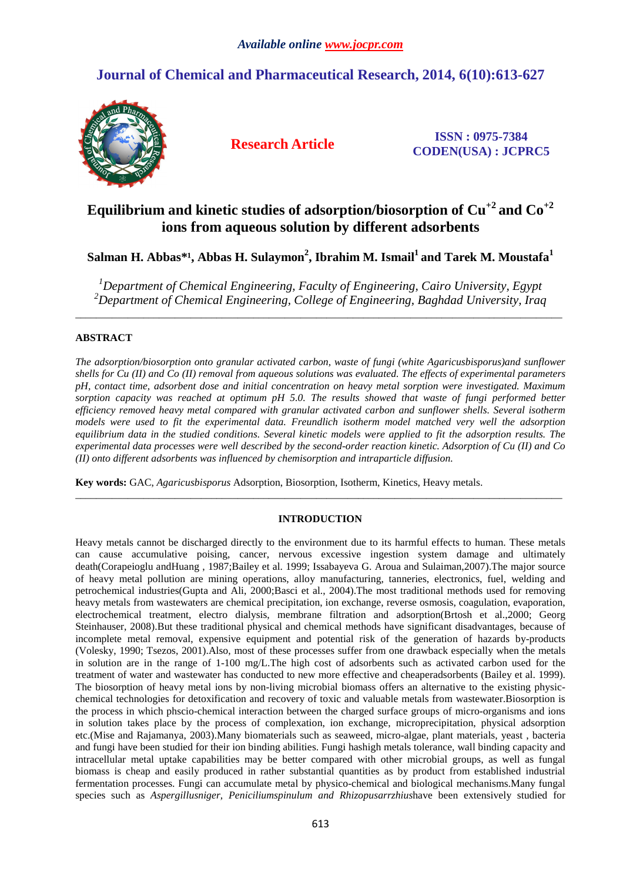*Available online www.jocpr.com*

## Journal of Chemical and Pharmaceutical Research, 2014, 6(10):613-627

**Research Article**

**ISSN : 0975-7384**
**CODEN(USA) : JCPRC5**

# Equilibrium and kinetic studies of adsorption/biosorption of $Cu^{+2}$ and $Co^{+2}$ ions from aqueous solution by different adsorbents

**Salman H. Abbas*[1], Abbas H. Sulaymon[2], Ibrahim M. Ismail[1] and Tarek M. Moustafa[1]**

*[1]Department of Chemical Engineering, Faculty of Engineering, Cairo University, Egypt*
*[2]Department of Chemical Engineering, College of Engineering, Baghdad University, Iraq*

---

## ABSTRACT

*The adsorption/biosorption onto granular activated carbon, waste of fungi (white Agaricusbisporus)and sunflower shells for Cu (II) and Co (II) removal from aqueous solutions was evaluated. The effects of experimental parameters pH, contact time, adsorbent dose and initial concentration on heavy metal sorption were investigated. Maximum sorption capacity was reached at optimum pH 5.0. The results showed that waste of fungi performed better efficiency removed heavy metal compared with granular activated carbon and sunflower shells. Several isotherm models were used to fit the experimental data. Freundlich isotherm model matched very well the adsorption equilibrium data in the studied conditions. Several kinetic models were applied to fit the adsorption results. The experimental data processes were well described by the second-order reaction kinetic. Adsorption of Cu (II) and Co (II) onto different adsorbents was influenced by chemisorption and intraparticle diffusion.*

**Key words:** GAC, *Agaricusbisporus* Adsorption, Biosorption, Isotherm, Kinetics, Heavy metals.

---

## INTRODUCTION

Heavy metals cannot be discharged directly to the environment due to its harmful effects to human. These metals can cause accumulative poising, cancer, nervous excessive ingestion system damage and ultimately death(Corapeioglu andHuang , 1987;Bailey et al. 1999; Issabayeva G. Aroua and Sulaiman,2007).The major source of heavy metal pollution are mining operations, alloy manufacturing, tanneries, electronics, fuel, welding and petrochemical industries(Gupta and Ali, 2000;Basci et al., 2004).The most traditional methods used for removing heavy metals from wastewaters are chemical precipitation, ion exchange, reverse osmosis, coagulation, evaporation, electrochemical treatment, electro dialysis, membrane filtration and adsorption(Brtosh et al.,2000; Georg Steinhauser, 2008).But these traditional physical and chemical methods have significant disadvantages, because of incomplete metal removal, expensive equipment and potential risk of the generation of hazards by-products (Volesky, 1990; Tsezos, 2001).Also, most of these processes suffer from one drawback especially when the metals in solution are in the range of 1-100 mg/L.The high cost of adsorbents such as activated carbon used for the treatment of water and wastewater has conducted to new more effective and cheaperadsorbents (Bailey et al. 1999). The biosorption of heavy metal ions by non-living microbial biomass offers an alternative to the existing physic-chemical technologies for detoxification and recovery of toxic and valuable metals from wastewater.Biosorption is the process in which phscio-chemical interaction between the charged surface groups of micro-organisms and ions in solution takes place by the process of complexation, ion exchange, microprecipitation, physical adsorption etc.(Mise and Rajamanya, 2003).Many biomaterials such as seaweed, micro-algae, plant materials, yeast , bacteria and fungi have been studied for their ion binding abilities. Fungi hashigh metals tolerance, wall binding capacity and intracellular metal uptake capabilities may be better compared with other microbial groups, as well as fungal biomass is cheap and easily produced in rather substantial quantities as by product from established industrial fermentation processes. Fungi can accumulate metal by physico-chemical and biological mechanisms.Many fungal species such as *Aspergillusniger, Peniciliumspinulum and Rhizopusarrzhius*have been extensively studied for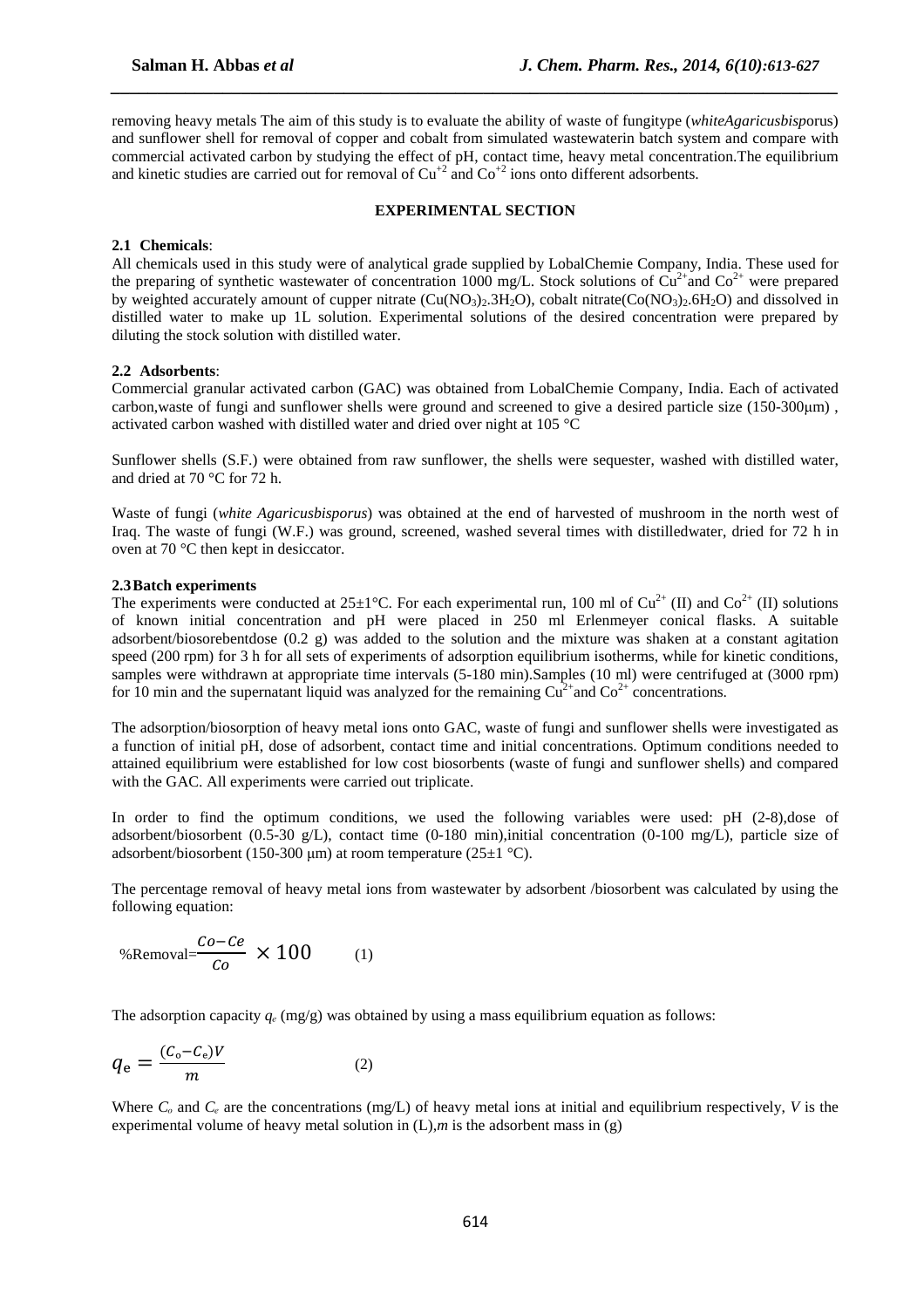removing heavy metals The aim of this study is to evaluate the ability of waste of fungitype (*whiteAgaricusbispo*rus) and sunflower shell for removal of copper and cobalt from simulated wastewaterin batch system and compare with commercial activated carbon by studying the effect of pH, contact time, heavy metal concentration.The equilibrium and kinetic studies are carried out for removal of $Cu^{+2}$ and $Co^{+2}$ ions onto different adsorbents.

## EXPERIMENTAL SECTION

### 2.1 Chemicals:

All chemicals used in this study were of analytical grade supplied by LobalChemie Company, India. These used for the preparing of synthetic wastewater of concentration 1000 mg/L. Stock solutions of $Cu^{2+}$and $Co^{2+}$ were prepared by weighted accurately amount of cupper nitrate ($Cu(NO_3)_2.3H_2O$), cobalt nitrate($Co(NO_3)_2.6H_2O$) and dissolved in distilled water to make up 1L solution. Experimental solutions of the desired concentration were prepared by diluting the stock solution with distilled water.

### 2.2 Adsorbents:

Commercial granular activated carbon (GAC) was obtained from LobalChemie Company, India. Each of activated carbon,waste of fungi and sunflower shells were ground and screened to give a desired particle size (150-300μm) , activated carbon washed with distilled water and dried over night at 105 °C

Sunflower shells (S.F.) were obtained from raw sunflower, the shells were sequester, washed with distilled water, and dried at 70 °C for 72 h.

Waste of fungi (*white Agaricusbisporus*) was obtained at the end of harvested of mushroom in the north west of Iraq. The waste of fungi (W.F.) was ground, screened, washed several times with distilledwater, dried for 72 h in oven at 70 °C then kept in desiccator.

### 2.3 Batch experiments

The experiments were conducted at 25±1°C. For each experimental run, 100 ml of $Cu^{2+}$ (II) and $Co^{2+}$ (II) solutions of known initial concentration and pH were placed in 250 ml Erlenmeyer conical flasks. A suitable adsorbent/biosorebentdose (0.2 g) was added to the solution and the mixture was shaken at a constant agitation speed (200 rpm) for 3 h for all sets of experiments of adsorption equilibrium isotherms, while for kinetic conditions, samples were withdrawn at appropriate time intervals (5-180 min).Samples (10 ml) were centrifuged at (3000 rpm) for 10 min and the supernatant liquid was analyzed for the remaining $Cu^{2+}$and $Co^{2+}$ concentrations.

The adsorption/biosorption of heavy metal ions onto GAC, waste of fungi and sunflower shells were investigated as a function of initial pH, dose of adsorbent, contact time and initial concentrations. Optimum conditions needed to attained equilibrium were established for low cost biosorbents (waste of fungi and sunflower shells) and compared with the GAC. All experiments were carried out triplicate.

In order to find the optimum conditions, we used the following variables were used: pH (2-8),dose of adsorbent/biosorbent (0.5-30 g/L), contact time (0-180 min),initial concentration (0-100 mg/L), particle size of adsorbent/biosorbent (150-300 μm) at room temperature (25±1 °C).

The percentage removal of heavy metal ions from wastewater by adsorbent /biosorbent was calculated by using the following equation:

$$\%Removal=\frac{Co-Ce}{Co} \times 100 \qquad (1)$$

The adsorption capacity $q_e$ (mg/g) was obtained by using a mass equilibrium equation as follows:

$$q_e = \frac{(C_o-C_e)V}{m} \qquad (2)$$

Where $C_o$ and $C_e$ are the concentrations (mg/L) of heavy metal ions at initial and equilibrium respectively, $V$ is the experimental volume of heavy metal solution in (L),$m$ is the adsorbent mass in (g)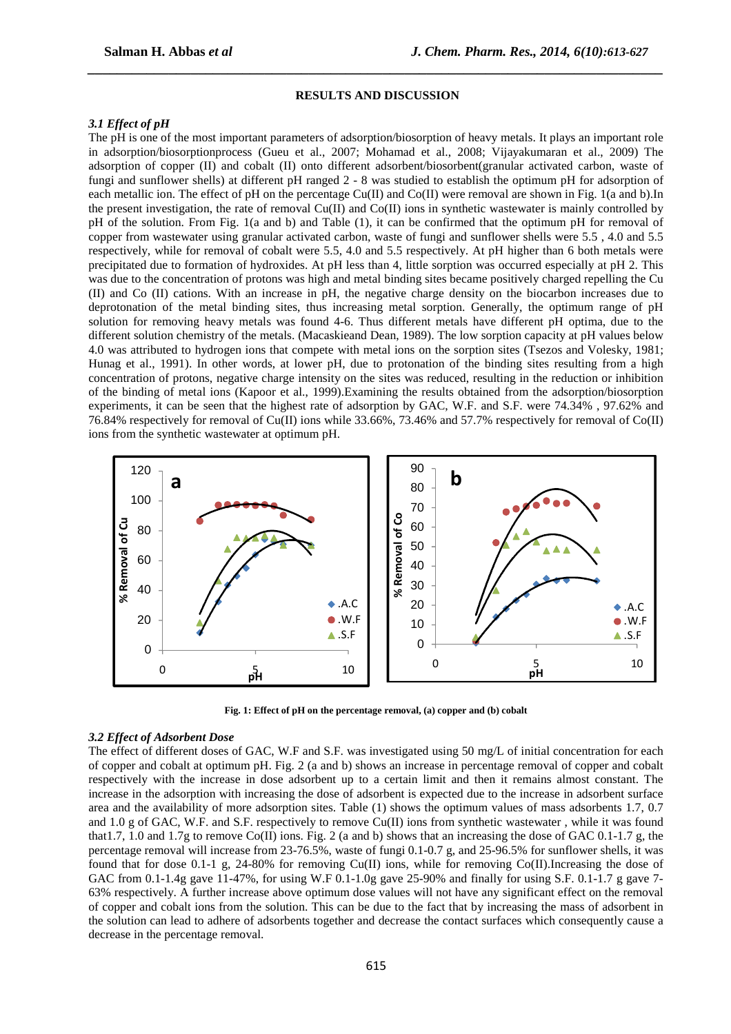## RESULTS AND DISCUSSION

### *3.1 Effect of pH*

The pH is one of the most important parameters of adsorption/biosorption of heavy metals. It plays an important role in adsorption/biosorptionprocess (Gueu et al., 2007; Mohamad et al., 2008; Vijayakumaran et al., 2009) The adsorption of copper (II) and cobalt (II) onto different adsorbent/biosorbent(granular activated carbon, waste of fungi and sunflower shells) at different pH ranged 2 - 8 was studied to establish the optimum pH for adsorption of each metallic ion. The effect of pH on the percentage Cu(II) and Co(II) were removal are shown in Fig. 1(a and b).In the present investigation, the rate of removal Cu(II) and Co(II) ions in synthetic wastewater is mainly controlled by pH of the solution. From Fig. 1(a and b) and Table (1), it can be confirmed that the optimum pH for removal of copper from wastewater using granular activated carbon, waste of fungi and sunflower shells were 5.5 , 4.0 and 5.5 respectively, while for removal of cobalt were 5.5, 4.0 and 5.5 respectively. At pH higher than 6 both metals were precipitated due to formation of hydroxides. At pH less than 4, little sorption was occurred especially at pH 2. This was due to the concentration of protons was high and metal binding sites became positively charged repelling the Cu (II) and Co (II) cations. With an increase in pH, the negative charge density on the biocarbon increases due to deprotonation of the metal binding sites, thus increasing metal sorption. Generally, the optimum range of pH solution for removing heavy metals was found 4-6. Thus different metals have different pH optima, due to the different solution chemistry of the metals. (Macaskieand Dean, 1989). The low sorption capacity at pH values below 4.0 was attributed to hydrogen ions that compete with metal ions on the sorption sites (Tsezos and Volesky, 1981; Hunag et al., 1991). In other words, at lower pH, due to protonation of the binding sites resulting from a high concentration of protons, negative charge intensity on the sites was reduced, resulting in the reduction or inhibition of the binding of metal ions (Kapoor et al., 1999).Examining the results obtained from the adsorption/biosorption experiments, it can be seen that the highest rate of adsorption by GAC, W.F. and S.F. were 74.34% , 97.62% and 76.84% respectively for removal of Cu(II) ions while 33.66%, 73.46% and 57.7% respectively for removal of Co(II) ions from the synthetic wastewater at optimum pH.

**Fig. 1: Effect of pH on the percentage removal, (a) copper and (b) cobalt**

### *3.2 Effect of Adsorbent Dose*

The effect of different doses of GAC, W.F and S.F. was investigated using 50 mg/L of initial concentration for each of copper and cobalt at optimum pH. Fig. 2 (a and b) shows an increase in percentage removal of copper and cobalt respectively with the increase in dose adsorbent up to a certain limit and then it remains almost constant. The increase in the adsorption with increasing the dose of adsorbent is expected due to the increase in adsorbent surface area and the availability of more adsorption sites. Table (1) shows the optimum values of mass adsorbents 1.7, 0.7 and 1.0 g of GAC, W.F. and S.F. respectively to remove Cu(II) ions from synthetic wastewater , while it was found that1.7, 1.0 and 1.7g to remove Co(II) ions. Fig. 2 (a and b) shows that an increasing the dose of GAC 0.1-1.7 g, the percentage removal will increase from 23-76.5%, waste of fungi 0.1-0.7 g, and 25-96.5 for sunflower shells, it was found that for dose 0.1-1 g, 24-80% for removing Cu(II) ions, while for removing Co(II).Increasing the dose of GAC from 0.1-1.4g gave 11-47%, for using W.F 0.1-1.0g gave 25-90% and finally for using S.F. 0.1-1.7 g gave 7-63% respectively. A further increase above optimum dose values will not have any significant effect on the removal of copper and cobalt ions from the solution. This can be due to the fact that by increasing the mass of adsorbent in the solution can lead to adhere of adsorbents together and decrease the contact surfaces which consequently cause a decrease in the percentage removal.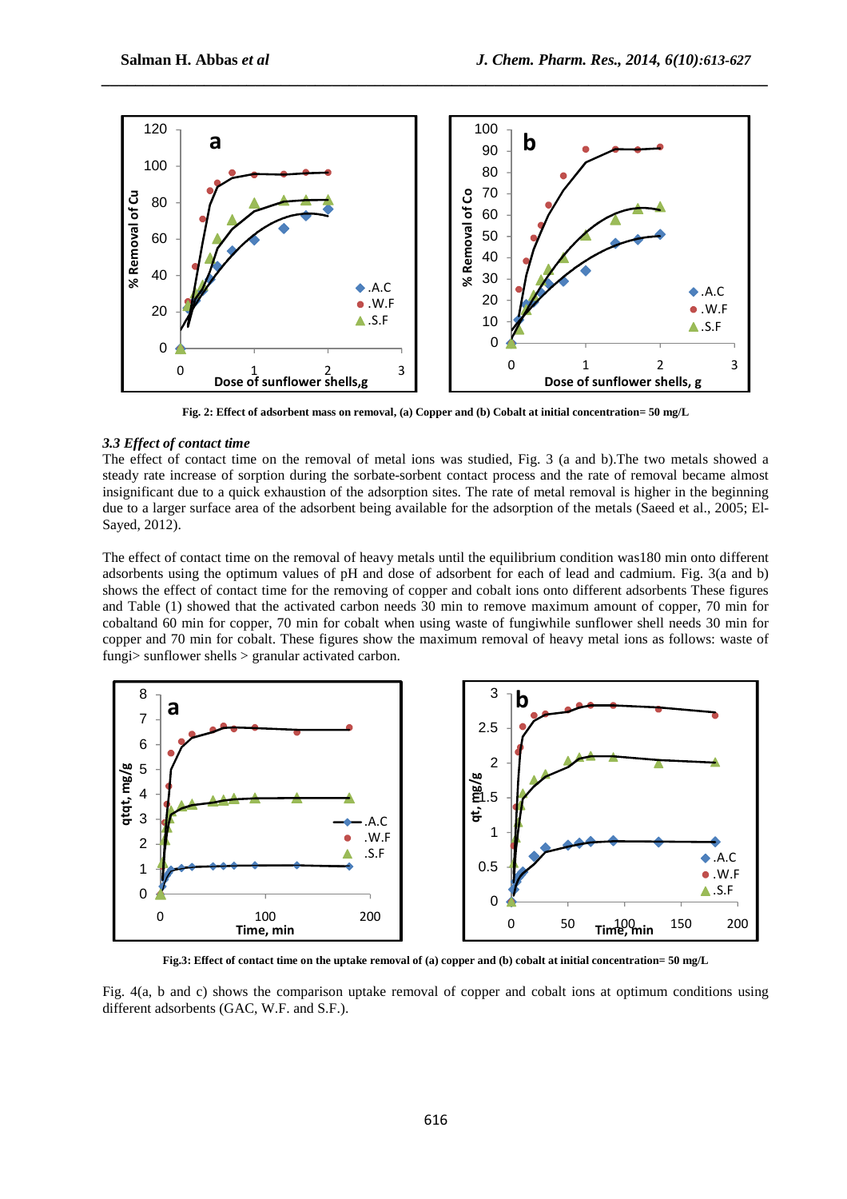Fig. 2: Effect of adsorbent mass on removal, (a) Copper and (b) Cobalt at initial concentration= 50 mg/L

### *3.3 Effect of contact time*

The effect of contact time on the removal of metal ions was studied, Fig. 3 (a and b).The two metals showed a steady rate increase of sorption during the sorbate-sorbent contact process and the rate of removal became almost insignificant due to a quick exhaustion of the adsorption sites. The rate of metal removal is higher in the beginning due to a larger surface area of the adsorbent being available for the adsorption of the metals (Saeed et al., 2005; El-Sayed, 2012).

The effect of contact time on the removal of heavy metals until the equilibrium condition was180 min onto different adsorbents using the optimum values of pH and dose of adsorbent for each of lead and cadmium. Fig. 3(a and b) shows the effect of contact time for the removing of copper and cobalt ions onto different adsorbents These figures and Table (1) showed that the activated carbon needs 30 min to remove maximum amount of copper, 70 min for cobaltand 60 min for copper, 70 min for cobalt when using waste of fungiwhile sunflower shell needs 30 min for copper and 70 min for cobalt. These figures show the maximum removal of heavy metal ions as follows: waste of fungi> sunflower shells > granular activated carbon.

Fig.3: Effect of contact time on the uptake removal of (a) copper and (b) cobalt at initial concentration= 50 mg/L

Fig. 4(a, b and c) shows the comparison uptake removal of copper and cobalt ions at optimum conditions using different adsorbents (GAC, W.F. and S.F.).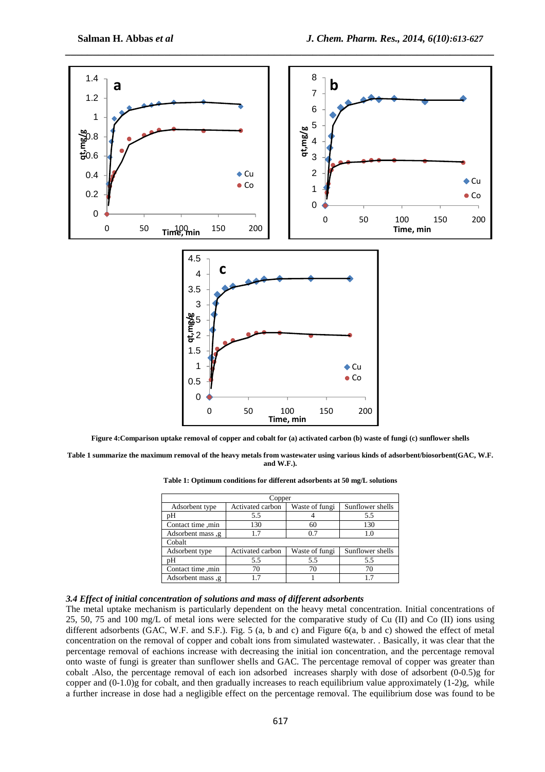Figure 4:Comparison uptake removal of copper and cobalt for (a) activated carbon (b) waste of fungi (c) sunflower shells

Table 1 summarize the maximum removal of the heavy metals from wastewater using various kinds of adsorbent/biosorbent(GAC, W.F. and W.F.).

**Table 1: Optimum conditions for different adsorbents at 50 mg/L solutions**

| Copper | | | |
|---|---|---|---|
| Adsorbent type | Activated carbon | Waste of fungi | Sunflower shells |
| pH | 5.5 | 4 | 5.5 |
| Contact time ,min | 130 | 60 | 130 |
| Adsorbent mass ,g | 1.7 | 0.7 | 1.0 |
| Cobalt | | | |
| Adsorbent type | Activated carbon | Waste of fungi | Sunflower shells |
| pH | 5.5 | 5.5 | 5.5 |
| Contact time ,min | 70 | 70 | 70 |
| Adsorbent mass ,g | 1.7 | 1 | 1.7 |

### *3.4 Effect of initial concentration of solutions and mass of different adsorbents*

The metal uptake mechanism is particularly dependent on the heavy metal concentration. Initial concentrations of 25, 50, 75 and 100 mg/L of metal ions were selected for the comparative study of Cu (II) and Co (II) ions using different adsorbents (GAC, W.F. and S.F.). Fig. 5 (a, b and c) and Figure 6(a, b and c) showed the effect of metal concentration on the removal of copper and cobalt ions from simulated wastewater. . Basically, it was clear that the percentage removal of eachions increase with decreasing the initial ion concentration, and the percentage removal onto waste of fungi is greater than sunflower shells and GAC. The percentage removal of copper was greater than cobalt .Also, the percentage removal of each ion adsorbed increases sharply with dose of adsorbent (0-0.5)g for copper and (0-1.0)g for cobalt, and then gradually increases to reach equilibrium value approximately (1-2)g, while a further increase in dose had a negligible effect on the percentage removal. The equilibrium dose was found to be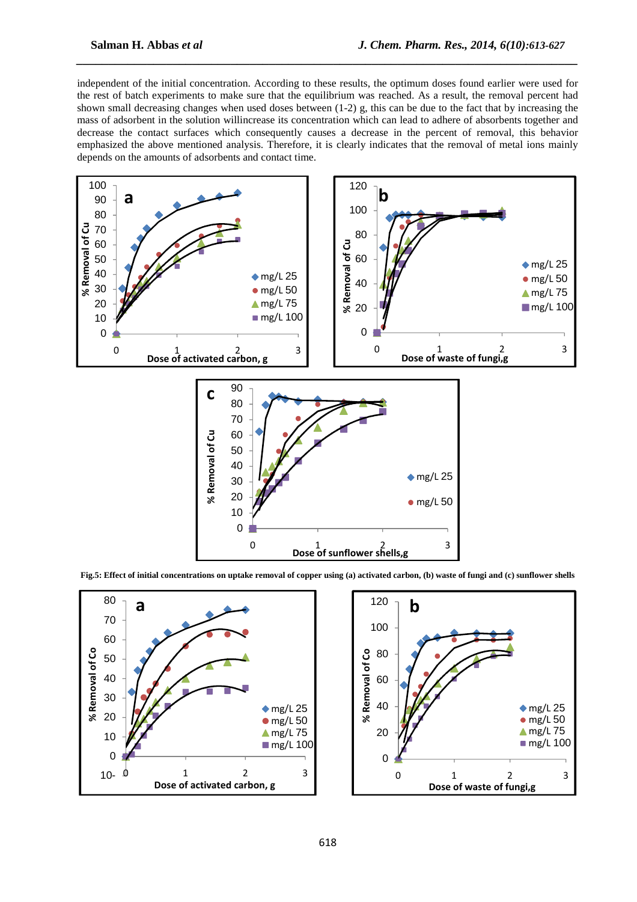independent of the initial concentration. According to these results, the optimum doses found earlier were used for the rest of batch experiments to make sure that the equilibrium was reached. As a result, the removal percent had shown small decreasing changes when used doses between (1-2) g, this can be due to the fact that by increasing the mass of adsorbent in the solution willincrease its concentration which can lead to adhere of absorbents together and decrease the contact surfaces which consequently causes a decrease in the percent of removal, this behavior emphasized the above mentioned analysis. Therefore, it is clearly indicates that the removal of metal ions mainly depends on the amounts of adsorbents and contact time.

**Fig.5: Effect of initial concentrations on uptake removal of copper using (a) activated carbon, (b) waste of fungi and (c) sunflower shells**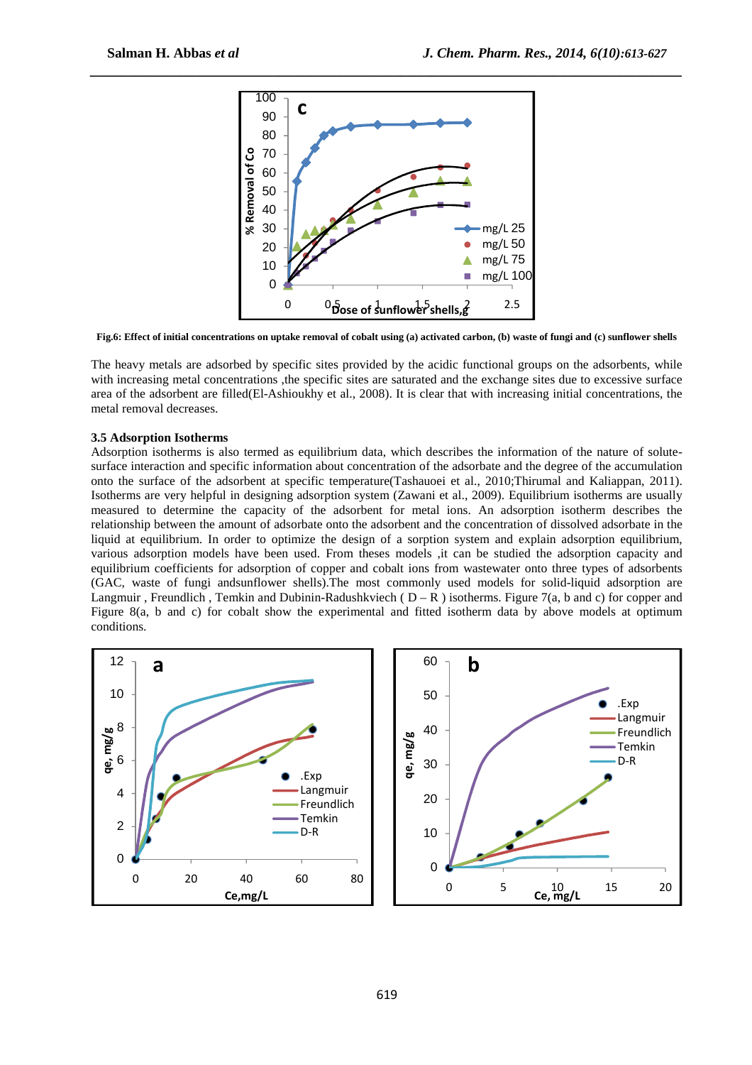**Fig.6: Effect of initial concentrations on uptake removal of cobalt using (a) activated carbon, (b) waste of fungi and (c) sunflower shells**

The heavy metals are adsorbed by specific sites provided by the acidic functional groups on the adsorbents, while with increasing metal concentrations ,the specific sites are saturated and the exchange sites due to excessive surface area of the adsorbent are filled(El-Ashioukhy et al., 2008). It is clear that with increasing initial concentrations, the metal removal decreases.

### 3.5 Adsorption Isotherms

Adsorption isotherms is also termed as equilibrium data, which describes the information of the nature of solute-surface interaction and specific information about concentration of the adsorbate and the degree of the accumulation onto the surface of the adsorbent at specific temperature(Tashauoei et al., 2010;Thirumal and Kaliappan, 2011). Isotherms are very helpful in designing adsorption system (Zawani et al., 2009). Equilibrium isotherms are usually measured to determine the capacity of the adsorbent for metal ions. An adsorption isotherm describes the relationship between the amount of adsorbate onto the adsorbent and the concentration of dissolved adsorbate in the liquid at equilibrium. In order to optimize the design of a sorption system and explain adsorption equilibrium, various adsorption models have been used. From theses models ,it can be studied the adsorption capacity and equilibrium coefficients for adsorption of copper and cobalt ions from wastewater onto three types of adsorbents (GAC, waste of fungi andsunflower shells).The most commonly used models for solid-liquid adsorption are Langmuir , Freundlich , Temkin and Dubinin-Radushkvіech ( D – R ) isotherms. Figure 7(a, b and c) for copper and Figure 8(a, b and c) for cobalt show the experimental and fitted isotherm data by above models at optimum conditions.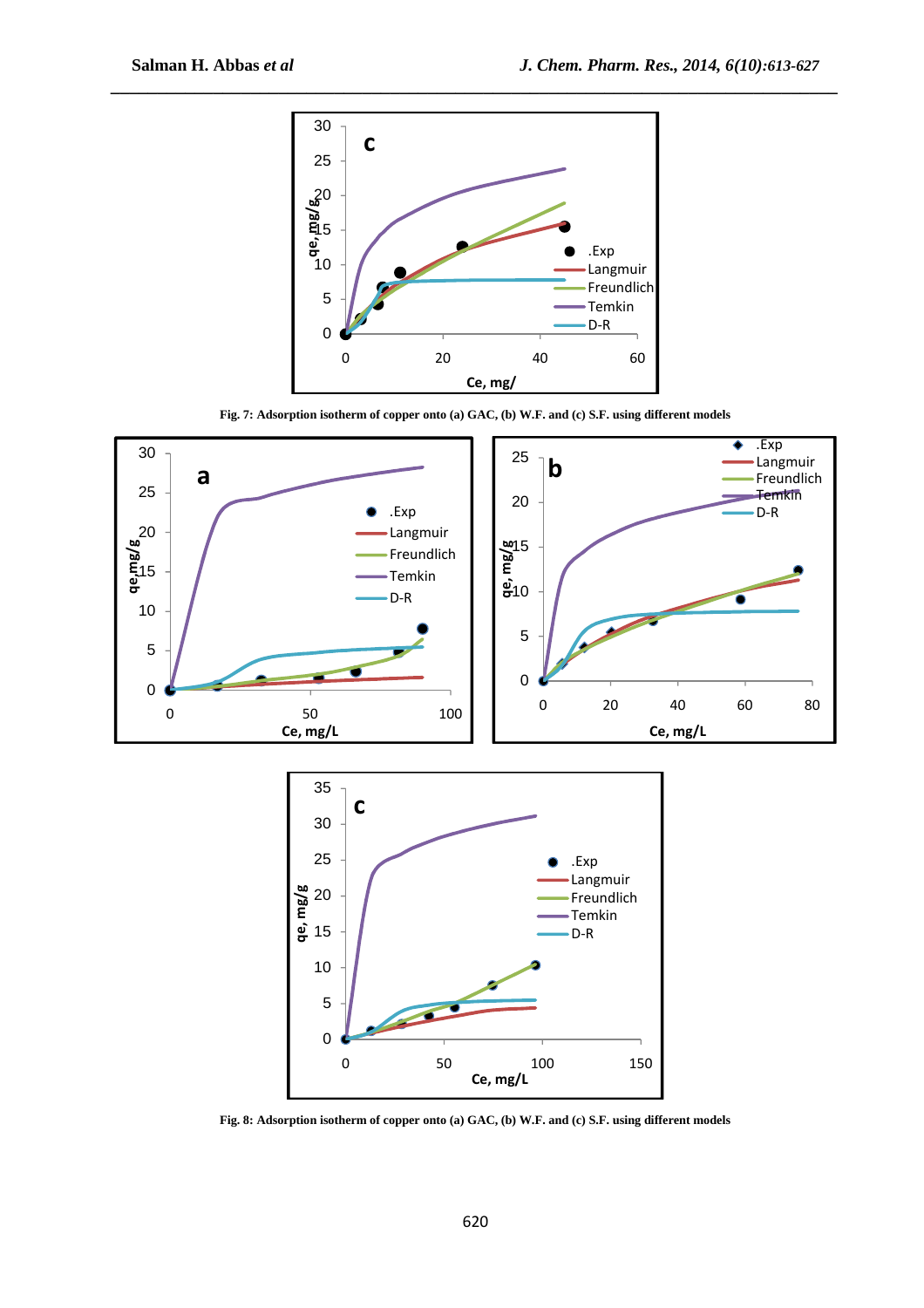Fig. 7: Adsorption isotherm of copper onto (a) GAC, (b) W.F. and (c) S.F. using different models

Fig. 8: Adsorption isotherm of copper onto (a) GAC, (b) W.F. and (c) S.F. using different models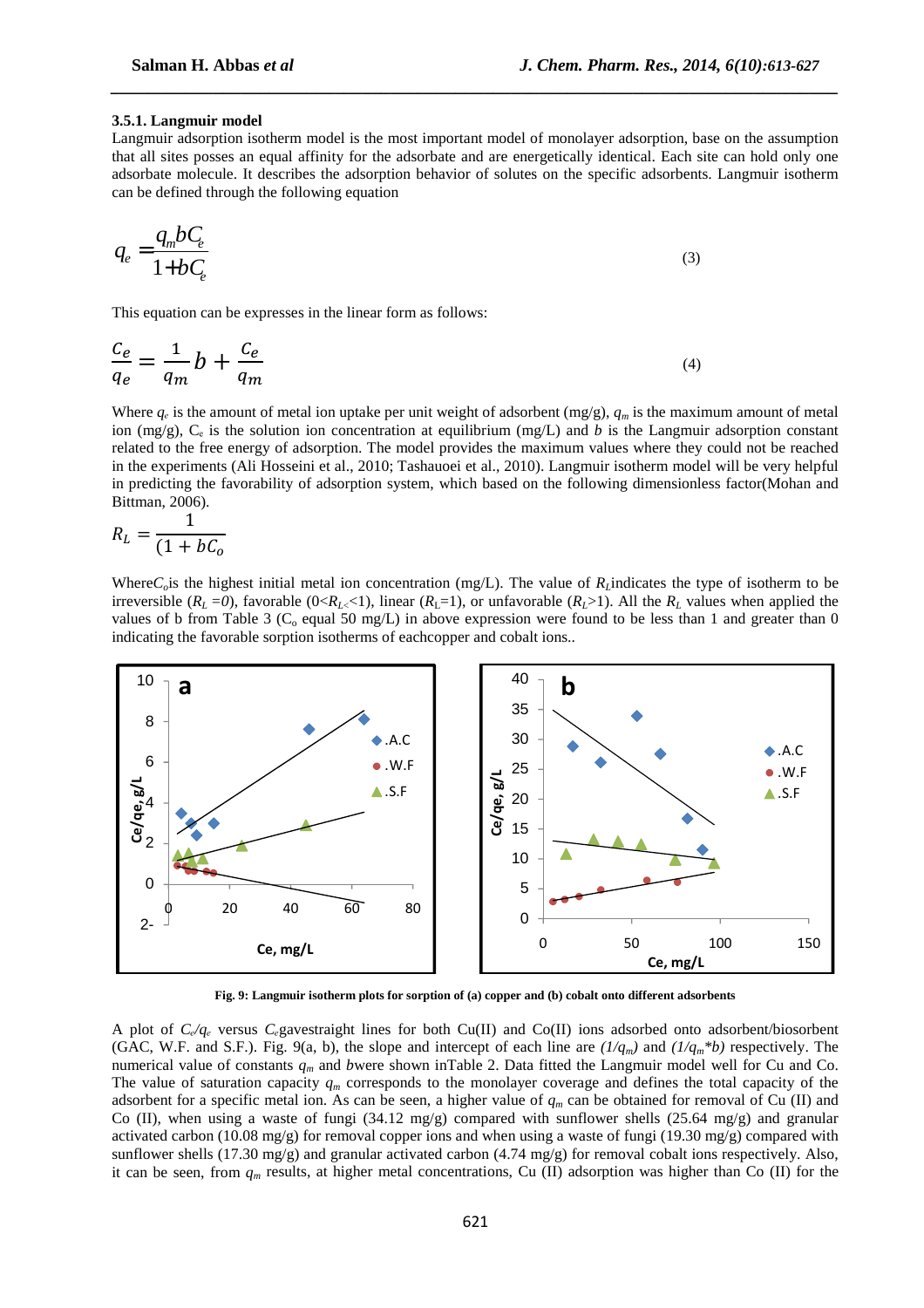### 3.5.1. Langmuir model

Langmuir adsorption isotherm model is the most important model of monolayer adsorption, base on the assumption that all sites posses an equal affinity for the adsorbate and are energetically identical. Each site can hold only one adsorbate molecule. It describes the adsorption behavior of solutes on the specific adsorbents. Langmuir isotherm can be defined through the following equation

$$q_e = \frac{q_m b C_e}{1 + b C_e} \tag{3}$$

This equation can be expresses in the linear form as follows:

$$\frac{C_e}{q_e} = \frac{1}{q_m} b + \frac{C_e}{q_m} \tag{4}$$

Where $q_e$ is the amount of metal ion uptake per unit weight of adsorbent (mg/g), $q_m$ is the maximum amount of metal ion (mg/g), $C_e$ is the solution ion concentration at equilibrium (mg/L) and $b$ is the Langmuir adsorption constant related to the free energy of adsorption. The model provides the maximum values where they could not be reached in the experiments (Ali Hosseini et al., 2010; Tashauoei et al., 2010). Langmuir isotherm model will be very helpful in predicting the favorability of adsorption system, which based on the following dimensionless factor(Mohan and Bittman, 2006).

$$R_L = \frac{1}{(1 + bC_o}$$

Where$C_o$is the highest initial metal ion concentration (mg/L). The value of $R_L$indicates the type of isotherm to be irreversible ($R_L = 0$), favorable ($0 < R_L < 1$), linear ($R_L = 1$), or unfavorable ($R_L > 1$). All the $R_L$ values when applied the values of b from Table 3 ($C_o$ equal 50 mg/L) in above expression were found to be less than 1 and greater than 0 indicating the favorable sorption isotherms of eachcopper and cobalt ions..

**Fig. 9: Langmuir isotherm plots for sorption of (a) copper and (b) cobalt onto different adsorbents**

A plot of $C_e/q_e$ versus $C_e$gavestraight lines for both Cu(II) and Co(II) ions adsorbed onto adsorbent/biosorbent (GAC, W.F. and S.F.). Fig. 9(a, b), the slope and intercept of each line are *($1/q_m$)* and *($1/q_m$*b)* respectively. The numerical value of constants $q_m$ and $b$were shown inTable 2. Data fitted the Langmuir model well for Cu and Co. The value of saturation capacity $q_m$ corresponds to the monolayer coverage and defines the total capacity of the adsorbent for a specific metal ion. As can be seen, a higher value of $q_m$ can be obtained for removal of Cu (II) and Co (II), when using a waste of fungi (34.12 mg/g) compared with sunflower shells (25.64 mg/g) and granular activated carbon (10.08 mg/g) for removal copper ions and when using a waste of fungi (19.30 mg/g) compared with sunflower shells (17.30 mg/g) and granular activated carbon (4.74 mg/g) for removal cobalt ions respectively. Also, it can be seen, from $q_m$ results, at higher metal concentrations, Cu (II) adsorption was higher than Co (II) for the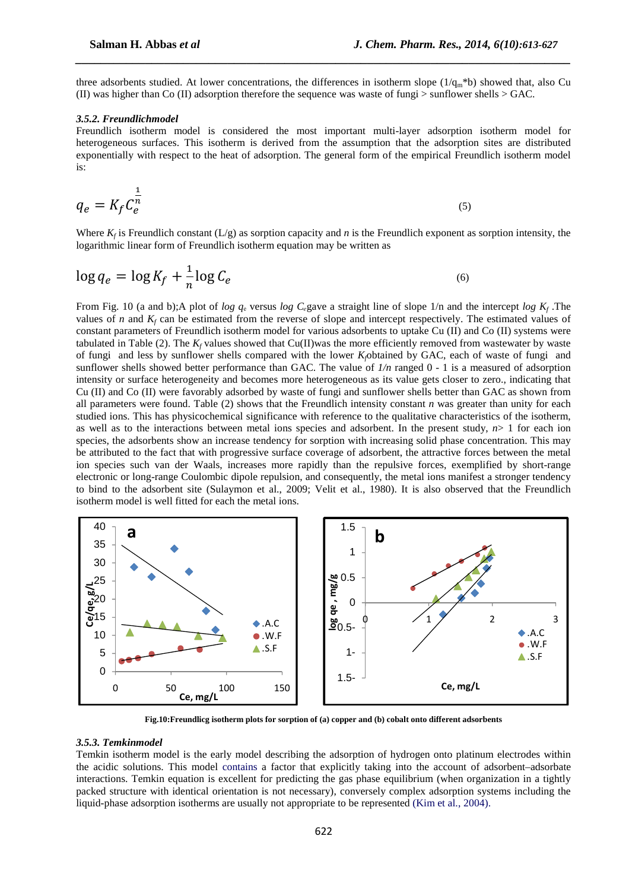three adsorbents studied. At lower concentrations, the differences in isotherm slope ($1/q_m$*b) showed that, also Cu (II) was higher than Co (II) adsorption therefore the sequence was waste of fungi > sunflower shells > GAC.

### 3.5.2. Freundlichmodel

Freundlich isotherm model is considered the most important multi-layer adsorption isotherm model for heterogeneous surfaces. This isotherm is derived from the assumption that the adsorption sites are distributed exponentially with respect to the heat of adsorption. The general form of the empirical Freundlich isotherm model is:

$$q_e = K_f C_e^{\frac{1}{n}} \tag{5}$$

Where $K_f$ is Freundlich constant (L/g) as sorption capacity and $n$ is the Freundlich exponent as sorption intensity, the logarithmic linear form of Freundlich isotherm equation may be written as

$$\log q_e = \log K_f + \frac{1}{n} \log C_e \tag{6}$$

From Fig. 10 (a and b);A plot of *log* $q_e$ versus *log* $C_e$gave a straight line of slope 1/n and the intercept *log* $K_f$ .The values of $n$ and $K_f$ can be estimated from the reverse of slope and intercept respectively. The estimated values of constant parameters of Freundlich isotherm model for various adsorbents to uptake Cu (II) and Co (II) systems were tabulated in Table (2). The $K_f$ values showed that Cu(II)was the more efficiently removed from wastewater by waste of fungi and less by sunflower shells compared with the lower $K_f$obtained by GAC, each of waste of fungi and sunflower shells showed better performance than GAC. The value of $1/n$ ranged 0 - 1 is a measured of adsorption intensity or surface heterogeneity and becomes more heterogeneous as its value gets closer to zero., indicating that Cu (II) and Co (II) were favorably adsorbed by waste of fungi and sunflower shells better than GAC as shown from all parameters were found. Table (2) shows that the Freundlich intensity constant $n$ was greater than unity for each studied ions. This has physicochemical significance with reference to the qualitative characteristics of the isotherm, as well as to the interactions between metal ions species and adsorbent. In the present study, $n$> 1 for each ion species, the adsorbents show an increase tendency for sorption with increasing solid phase concentration. This may be attributed to the fact that with progressive surface coverage of adsorbent, the attractive forces between the metal ion species such van der Waals, increases more rapidly than the repulsive forces, exemplified by short-range electronic or long-range Coulombic dipole repulsion, and consequently, the metal ions manifest a stronger tendency to bind to the adsorbent site (Sulaymon et al., 2009; Velit et al., 1980). It is also observed that the Freundlich isotherm model is well fitted for each the metal ions.

**Fig.10:Freundlicg isotherm plots for sorption of (a) copper and (b) cobalt onto different adsorbents**

### 3.5.3. Temkinmodel

Temkin isotherm model is the early model describing the adsorption of hydrogen onto platinum electrodes within the acidic solutions. This model contains a factor that explicitly taking into the account of adsorbent–adsorbate interactions. Temkin equation is excellent for predicting the gas phase equilibrium (when organization in a tightly packed structure with identical orientation is not necessary), conversely complex adsorption systems including the liquid-phase adsorption isotherms are usually not appropriate to be represented (Kim et al., 2004).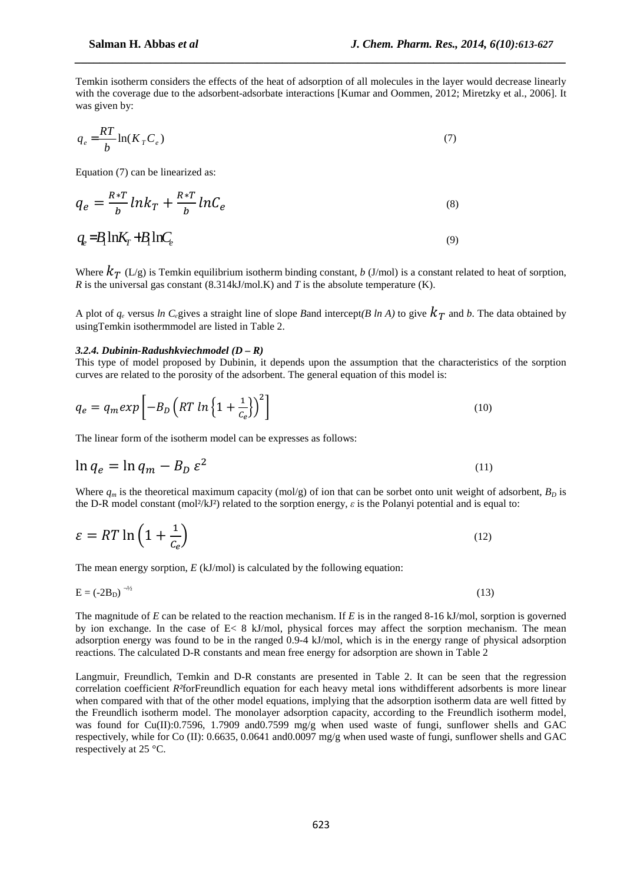Temkin isotherm considers the effects of the heat of adsorption of all molecules in the layer would decrease linearly with the coverage due to the adsorbent-adsorbate interactions [Kumar and Oommen, 2012; Miretzky et al., 2006]. It was given by:

$$q_e = \frac{RT}{b}\ln(K_T C_e) \tag{7}$$

Equation (7) can be linearized as:

$$q_e = \frac{R*T}{b} lnk_T + \frac{R*T}{b} lnC_e \tag{8}$$

$$q_e = B_1 \ln K_T + B_1 \ln C_e \tag{9}$$

Where $k_T$ (L/g) is Temkin equilibrium isotherm binding constant, *b* (J/mol) is a constant related to heat of sorption, *R* is the universal gas constant (8.314kJ/mol.K) and *T* is the absolute temperature (K).

A plot of $q_e$ versus *ln* $C_e$ gives a straight line of slope *B* and intercept *(B ln A)* to give $k_T$ and *b*. The data obtained by using Temkin isotherm model are listed in Table 2.

### *3.2.4. Dubinin-Radushkviech model (D – R)*

This type of model proposed by Dubinin, it depends upon the assumption that the characteristics of the sorption curves are related to the porosity of the adsorbent. The general equation of this model is:

$$q_e = q_m exp\left[-B_D \left(RT\ ln\left\{1+\frac{1}{C_e}\right\}\right)^2\right] \tag{10}$$

The linear form of the isotherm model can be expresses as follows:

$$\ln q_e = \ln q_m - B_D\, \varepsilon^2 \tag{11}$$

Where $q_m$ is the theoretical maximum capacity (mol/g) of ion that can be sorbet onto unit weight of adsorbent, $B_D$ is the D-R model constant (mol²/kJ²) related to the sorption energy, $\varepsilon$ is the Polanyi potential and is equal to:

$$\varepsilon = RT \ln\left(1 + \frac{1}{C_e}\right) \tag{12}$$

The mean energy sorption, *E* (kJ/mol) is calculated by the following equation:

$$E = (-2B_D)^{-½} \tag{13}$$

The magnitude of *E* can be related to the reaction mechanism. If *E* is in the ranged 8-16 kJ/mol, sorption is governed by ion exchange. In the case of E< 8 kJ/mol, physical forces may affect the sorption mechanism. The mean adsorption energy was found to be in the ranged 0.9-4 kJ/mol, which is in the energy range of physical adsorption reactions. The calculated D-R constants and mean free energy for adsorption are shown in Table 2

Langmuir, Freundlich, Temkin and D-R constants are presented in Table 2. It can be seen that the regression correlation coefficient $R^2$ for Freundlich equation for each heavy metal ions with different adsorbents is more linear when compared with that of the other model equations, implying that the adsorption isotherm data are well fitted by the Freundlich isotherm model. The monolayer adsorption capacity, according to the Freundlich isotherm model, was found for Cu(II):0.7596, 1.7909 and 0.7599 mg/g when used waste of fungi, sunflower shells and GAC respectively, while for Co (II): 0.6635, 0.0641 and 0.0097 mg/g when used waste of fungi, sunflower shells and GAC respectively at 25 °C.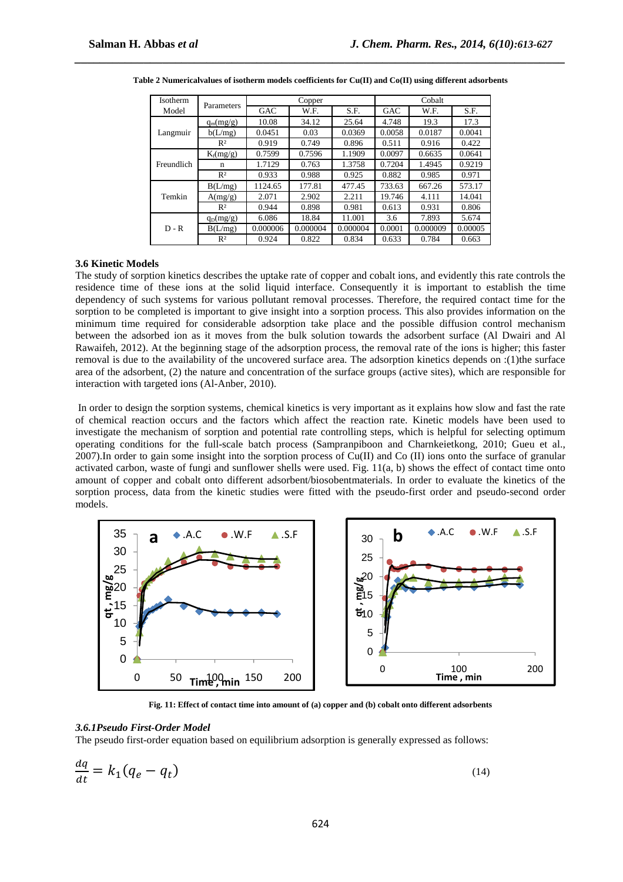**Table 2 Numericalvalues of isotherm models coefficients for Cu(II) and Co(II) using different adsorbents**

| Isotherm Model | Parameters | Copper | | | Cobalt | | |
|---|---|---|---|---|---|---|---|
| | | GAC | W.F. | S.F. | GAC | W.F. | S.F. |
| Langmuir | $q_m$(mg/g) | 10.08 | 34.12 | 25.64 | 4.748 | 19.3 | 17.3 |
| | b(L/mg) | 0.0451 | 0.03 | 0.0369 | 0.0058 | 0.0187 | 0.0041 |
| | $R^2$ | 0.919 | 0.749 | 0.896 | 0.511 | 0.916 | 0.422 |
| Freundlich | $K_f$(mg/g) | 0.7599 | 0.7596 | 1.1909 | 0.0097 | 0.6635 | 0.0641 |
| | n | 1.7129 | 0.763 | 1.3758 | 0.7204 | 1.4945 | 0.9219 |
| | $R^2$ | 0.933 | 0.988 | 0.925 | 0.882 | 0.985 | 0.971 |
| Temkin | B(L/mg) | 1124.65 | 177.81 | 477.45 | 733.63 | 667.26 | 573.17 |
| | A(mg/g) | 2.071 | 2.902 | 2.211 | 19.746 | 4.111 | 14.041 |
| | $R^2$ | 0.944 | 0.898 | 0.981 | 0.613 | 0.931 | 0.806 |
| D - R | $q_D$(mg/g) | 6.086 | 18.84 | 11.001 | 3.6 | 7.893 | 5.674 |
| | B(L/mg) | 0.000006 | 0.000004 | 0.000004 | 0.0001 | 0.000009 | 0.00005 |
| | $R^2$ | 0.924 | 0.822 | 0.834 | 0.633 | 0.784 | 0.663 |

### 3.6 Kinetic Models

The study of sorption kinetics describes the uptake rate of copper and cobalt ions, and evidently this rate controls the residence time of these ions at the solid liquid interface. Consequently it is important to establish the time dependency of such systems for various pollutant removal processes. Therefore, the required contact time for the sorption to be completed is important to give insight into a sorption process. This also provides information on the minimum time required for considerable adsorption take place and the possible diffusion control mechanism between the adsorbed ion as it moves from the bulk solution towards the adsorbent surface (Al Dwairi and Al Rawaifeh, 2012). At the beginning stage of the adsorption process, the removal rate of the ions is higher; this faster removal is due to the availability of the uncovered surface area. The adsorption kinetics depends on :(1)the surface area of the adsorbent, (2) the nature and concentration of the surface groups (active sites), which are responsible for interaction with targeted ions (Al-Anber, 2010).

In order to design the sorption systems, chemical kinetics is very important as it explains how slow and fast the rate of chemical reaction occurs and the factors which affect the reaction rate. Kinetic models have been used to investigate the mechanism of sorption and potential rate controlling steps, which is helpful for selecting optimum operating conditions for the full-scale batch process (Sampranpiboon and Charnkeietkong, 2010; Gueu et al., 2007).In order to gain some insight into the sorption process of Cu(II) and Co (II) ions onto the surface of granular activated carbon, waste of fungi and sunflower shells were used. Fig. 11(a, b) shows the effect of contact time onto amount of copper and cobalt onto different adsorbent/biosobentmaterials. In order to evaluate the kinetics of the sorption process, data from the kinetic studies were fitted with the pseudo-first order and pseudo-second order models.

**Fig. 11: Effect of contact time into amount of (a) copper and (b) cobalt onto different adsorbents**

#### *3.6.1Pseudo First-Order Model*

The pseudo first-order equation based on equilibrium adsorption is generally expressed as follows:

$$\frac{dq}{dt} = k_1(q_e - q_t) \tag{14}$$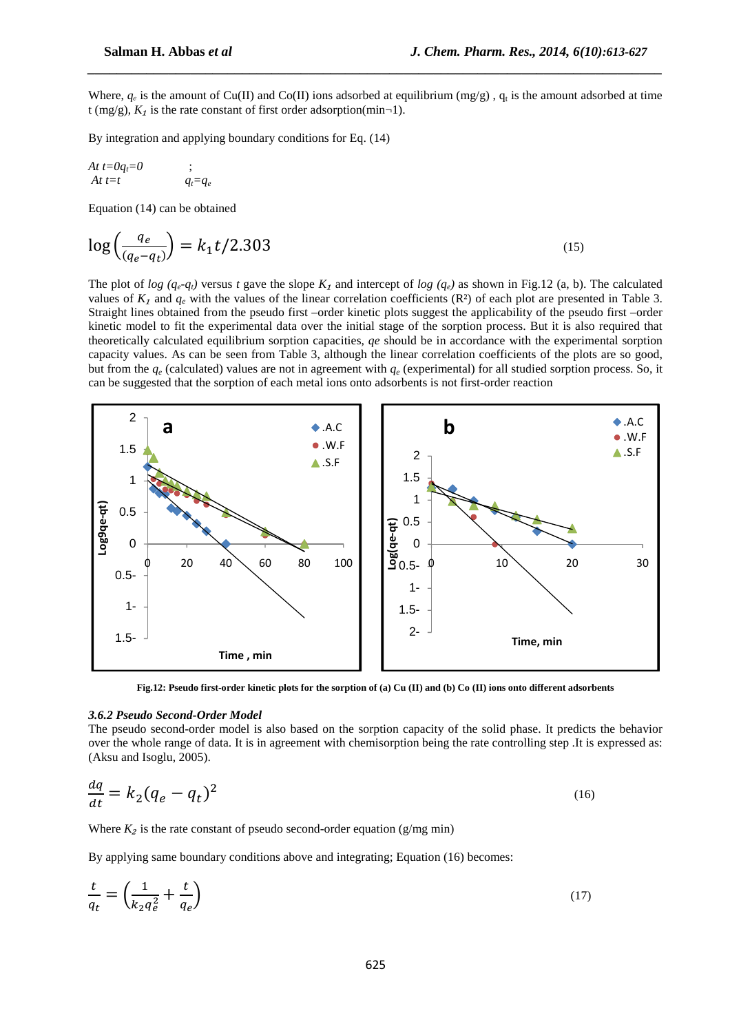Where, $q_e$ is the amount of Cu(II) and Co(II) ions adsorbed at equilibrium (mg/g) , $q_t$ is the amount adsorbed at time t (mg/g), $K_1$ is the rate constant of first order adsorption(min¬1).

By integration and applying boundary conditions for Eq. (14)

*At t=0 $q_t$=0* ;
*At t=t* $q_t=q_e$

Equation (14) can be obtained

$$\log\left(\frac{q_e}{(q_e-q_t)}\right) = k_1 t/2.303 \tag{15}$$

The plot of *log* $(q_e\text{-}q_t)$ versus *t* gave the slope $K_1$ and intercept of *log* $(q_e)$ as shown in Fig.12 (a, b). The calculated values of $K_1$ and $q_e$ with the values of the linear correlation coefficients ($R^2$) of each plot are presented in Table 3. Straight lines obtained from the pseudo first –order kinetic plots suggest the applicability of the pseudo first –order kinetic model to fit the experimental data over the initial stage of the sorption process. But it is also required that theoretically calculated equilibrium sorption capacities, *qe* should be in accordance with the experimental sorption capacity values. As can be seen from Table 3, although the linear correlation coefficients of the plots are so good, but from the $q_e$ (calculated) values are not in agreement with $q_e$ (experimental) for all studied sorption process. So, it can be suggested that the sorption of each metal ions onto adsorbents is not first-order reaction

**Fig.12: Pseudo first-order kinetic plots for the sorption of (a) Cu (II) and (b) Co (II) ions onto different adsorbents**

### 3.6.2 Pseudo Second-Order Model

The pseudo second-order model is also based on the sorption capacity of the solid phase. It predicts the behavior over the whole range of data. It is in agreement with chemisorption being the rate controlling step .It is expressed as: (Aksu and Isoglu, 2005).

$$\frac{dq}{dt} = k_2(q_e - q_t)^2 \tag{16}$$

Where $K_2$ is the rate constant of pseudo second-order equation (g/mg min)

By applying same boundary conditions above and integrating; Equation (16) becomes:

$$\frac{t}{q_t} = \left(\frac{1}{k_2 q_e^2} + \frac{t}{q_e}\right) \tag{17}$$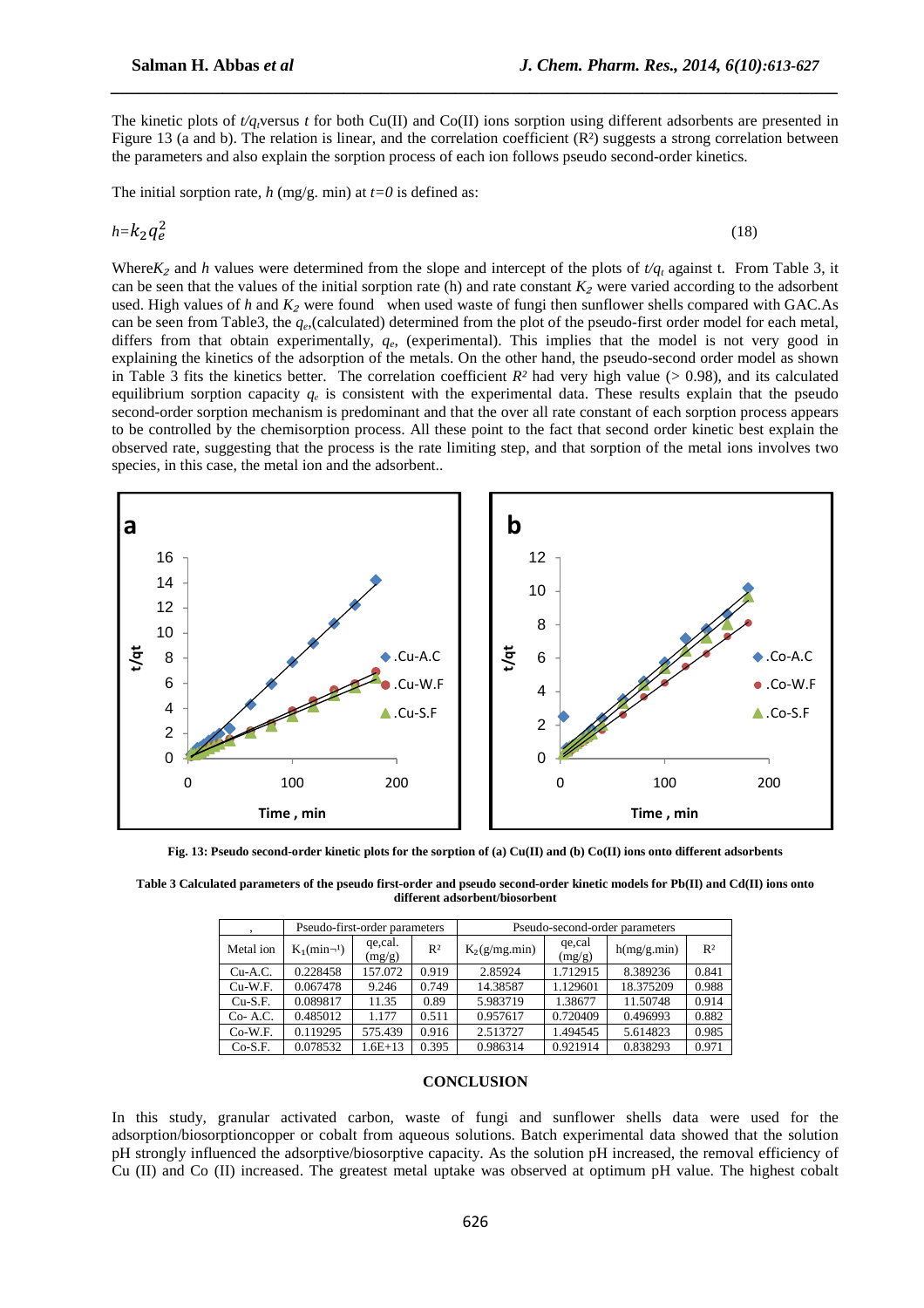The kinetic plots of $t/q_t$ versus $t$ for both Cu(II) and Co(II) ions sorption using different adsorbents are presented in Figure 13 (a and b). The relation is linear, and the correlation coefficient ($R^2$) suggests a strong correlation between the parameters and also explain the sorption process of each ion follows pseudo second-order kinetics.

The initial sorption rate, $h$ (mg/g. min) at $t=0$ is defined as:

$$h = k_2 q_e^2 \tag{18}$$

Where $K_2$ and $h$ values were determined from the slope and intercept of the plots of $t/q_t$ against t. From Table 3, it can be seen that the values of the initial sorption rate (h) and rate constant $K_2$ were varied according to the adsorbent used. High values of $h$ and $K_2$ were found when used waste of fungi then sunflower shells compared with GAC.As can be seen from Table3, the $q_e$,(calculated) determined from the plot of the pseudo-first order model for each metal, differs from that obtain experimentally, $q_e$, (experimental). This implies that the model is not very good in explaining the kinetics of the adsorption of the metals. On the other hand, the pseudo-second order model as shown in Table 3 fits the kinetics better. The correlation coefficient $R^2$ had very high value (> 0.98), and its calculated equilibrium sorption capacity $q_e$ is consistent with the experimental data. These results explain that the pseudo second-order sorption mechanism is predominant and that the over all rate constant of each sorption process appears to be controlled by the chemisorption process. All these point to the fact that second order kinetic best explain the observed rate, suggesting that the process is the rate limiting step, and that sorption of the metal ions involves two species, in this case, the metal ion and the adsorbent..

**Fig. 13: Pseudo second-order kinetic plots for the sorption of (a) Cu(II) and (b) Co(II) ions onto different adsorbents**

**Table 3 Calculated parameters of the pseudo first-order and pseudo second-order kinetic models for Pb(II) and Cd(II) ions onto different adsorbent/biosorbent**

| , | Pseudo-first-order parameters | | | Pseudo-second-order parameters | | | |
|---|---|---|---|---|---|---|---|
| Metal ion | $K_1$(min¬¹) | qe,cal. (mg/g) | $R^2$ | $K_2$(g/mg.min) | qe,cal (mg/g) | h(mg/g.min) | $R^2$ |
| Cu-A.C. | 0.228458 | 157.072 | 0.919 | 2.85924 | 1.712915 | 8.389236 | 0.841 |
| Cu-W.F. | 0.067478 | 9.246 | 0.749 | 14.38587 | 1.129601 | 18.375209 | 0.988 |
| Cu-S.F. | 0.089817 | 11.35 | 0.89 | 5.983719 | 1.38677 | 11.50748 | 0.914 |
| Co- A.C. | 0.485012 | 1.177 | 0.511 | 0.957617 | 0.720409 | 0.496993 | 0.882 |
| Co-W.F. | 0.119295 | 575.439 | 0.916 | 2.513727 | 1.494545 | 5.614823 | 0.985 |
| Co-S.F. | 0.078532 | 1.6E+13 | 0.395 | 0.986314 | 0.921914 | 0.838293 | 0.971 |

## CONCLUSION

In this study, granular activated carbon, waste of fungi and sunflower shells data were used for the adsorption/biosorptioncopper or cobalt from aqueous solutions. Batch experimental data showed that the solution pH strongly influenced the adsorptive/biosorptive capacity. As the solution pH increased, the removal efficiency of Cu (II) and Co (II) increased. The greatest metal uptake was observed at optimum pH value. The highest cobalt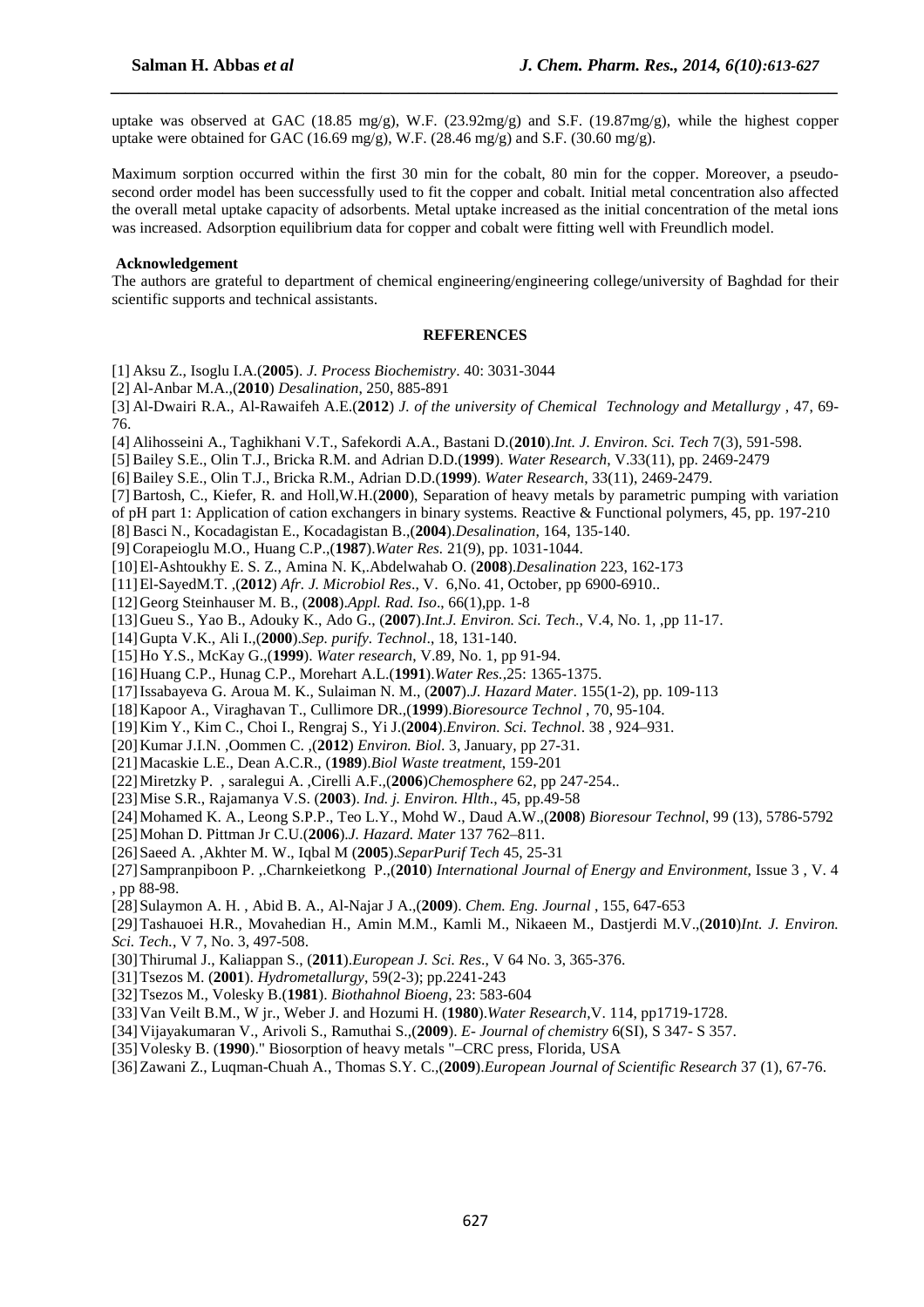uptake was observed at GAC (18.85 mg/g), W.F. (23.92mg/g) and S.F. (19.87mg/g), while the highest copper uptake were obtained for GAC (16.69 mg/g), W.F. (28.46 mg/g) and S.F. (30.60 mg/g).

Maximum sorption occurred within the first 30 min for the cobalt, 80 min for the copper. Moreover, a pseudo-second order model has been successfully used to fit the copper and cobalt. Initial metal concentration also affected the overall metal uptake capacity of adsorbents. Metal uptake increased as the initial concentration of the metal ions was increased. Adsorption equilibrium data for copper and cobalt were fitting well with Freundlich model.

**Acknowledgement**

The authors are grateful to department of chemical engineering/engineering college/university of Baghdad for their scientific supports and technical assistants.

## REFERENCES

[1] Aksu Z., Isoglu I.A.(**2005**). *J. Process Biochemistry*. 40: 3031-3044

[2] Al-Anbar M.A.,(**2010**) *Desalination*, 250, 885-891

[3] Al-Dwairi R.A., Al-Rawaifeh A.E.(**2012**) *J. of the university of Chemical Technology and Metallurgy* , 47, 69-76.

[4] Alihosseini A., Taghikhani V.T., Safekordi A.A., Bastani D.(**2010**).*Int. J. Environ. Sci. Tech* 7(3), 591-598.

[5] Bailey S.E., Olin T.J., Bricka R.M. and Adrian D.D.(**1999**). *Water Research*, V.33(11), pp. 2469-2479

[6] Bailey S.E., Olin T.J., Bricka R.M., Adrian D.D.(**1999**). *Water Research*, 33(11), 2469-2479.

[7] Bartosh, C., Kiefer, R. and Holl,W.H.(**2000**), Separation of heavy metals by parametric pumping with variation of pH part 1: Application of cation exchangers in binary systems. Reactive & Functional polymers, 45, pp. 197-210

[8] Basci N., Kocadagistan E., Kocadagistan B.,(**2004**).*Desalination*, 164, 135-140.

[9] Corapeioglu M.O., Huang C.P.,(**1987**).*Water Res.* 21(9), pp. 1031-1044.

[10] El-Ashtoukhy E. S. Z., Amina N. K,.Abdelwahab O. (**2008**).*Desalination* 223, 162-173

[11] El-SayedM.T. ,(**2012**) *Afr. J. Microbiol Res*., V. 6,No. 41, October, pp 6900-6910..

[12] Georg Steinhauser M. B., (**2008**).*Appl. Rad. Iso*., 66(1),pp. 1-8

[13] Gueu S., Yao B., Adouky K., Ado G., (**2007**).*Int.J. Environ. Sci. Tech*., V.4, No. 1, ,pp 11-17.

[14] Gupta V.K., Ali I.,(**2000**).*Sep. purify. Technol*., 18, 131-140.

[15] Ho Y.S., McKay G.,(**1999**). *Water research*, V.89, No. 1, pp 91-94.

[16] Huang C.P., Hunag C.P., Morehart A.L.(**1991**).*Water Res.*,25: 1365-1375.

[17] Issabayeva G. Aroua M. K., Sulaiman N. M., (**2007**).*J. Hazard Mater*. 155(1-2), pp. 109-113

[18] Kapoor A., Viraghavan T., Cullimore DR.,(**1999**).*Bioresource Technol* , 70, 95-104.

[19] Kim Y., Kim C., Choi I., Rengraj S., Yi J.(**2004**).*Environ. Sci. Technol*. 38 , 924–931.

[20] Kumar J.I.N. ,Oommen C. ,(**2012**) *Environ. Biol.* 3, January, pp 27-31.

[21] Macaskie L.E., Dean A.C.R., (**1989**).*Biol Waste treatment*, 159-201

[22] Miretzky P. , saralegui A. ,Cirelli A.F.,(**2006**)*Chemosphere* 62, pp 247-254..

[23] Mise S.R., Rajamanya V.S. (**2003**). *Ind. j. Environ. Hlth*., 45, pp.49-58

[24] Mohamed K. A., Leong S.P.P., Teo L.Y., Mohd W., Daud A.W.,(**2008**) *Bioresour Technol*, 99 (13), 5786-5792

[25] Mohan D. Pittman Jr C.U.(**2006**).*J. Hazard. Mater* 137 762–811.

[26] Saeed A. ,Akhter M. W., Iqbal M (**2005**).*SeparPurif Tech* 45, 25-31

[27] Sampranpiboon P. ,.Charnkeietkong P.,(**2010**) *International Journal of Energy and Environment*, Issue 3 , V. 4 , pp 88-98.

[28] Sulaymon A. H. , Abid B. A., Al-Najar J A.,(**2009**). *Chem. Eng. Journal* , 155, 647-653

[29] Tashauoei H.R., Movahedian H., Amin M.M., Kamli M., Nikaeen M., Dastjerdi M.V.,(**2010**)*Int. J. Environ. Sci. Tech.*, V 7, No. 3, 497-508.

[30] Thirumal J., Kaliappan S., (**2011**).*European J. Sci. Res*., V 64 No. 3, 365-376.

[31] Tsezos M. (**2001**). *Hydrometallurgy*, 59(2-3); pp.2241-243

[32] Tsezos M., Volesky B.(**1981**). *Biothahnol Bioeng*, 23: 583-604

[33] Van Veilt B.M., W jr., Weber J. and Hozumi H. (**1980**).*Water Research*,V. 114, pp1719-1728.

[34] Vijayakumaran V., Arivoli S., Ramuthai S.,(**2009**). *E- Journal of chemistry* 6(SI), S 347- S 357.

[35] Volesky B. (**1990**)." Biosorption of heavy metals "–CRC press, Florida, USA

[36] Zawani Z., Luqman-Chuah A., Thomas S.Y. C.,(**2009**).*European Journal of Scientific Research* 37 (1), 67-76.